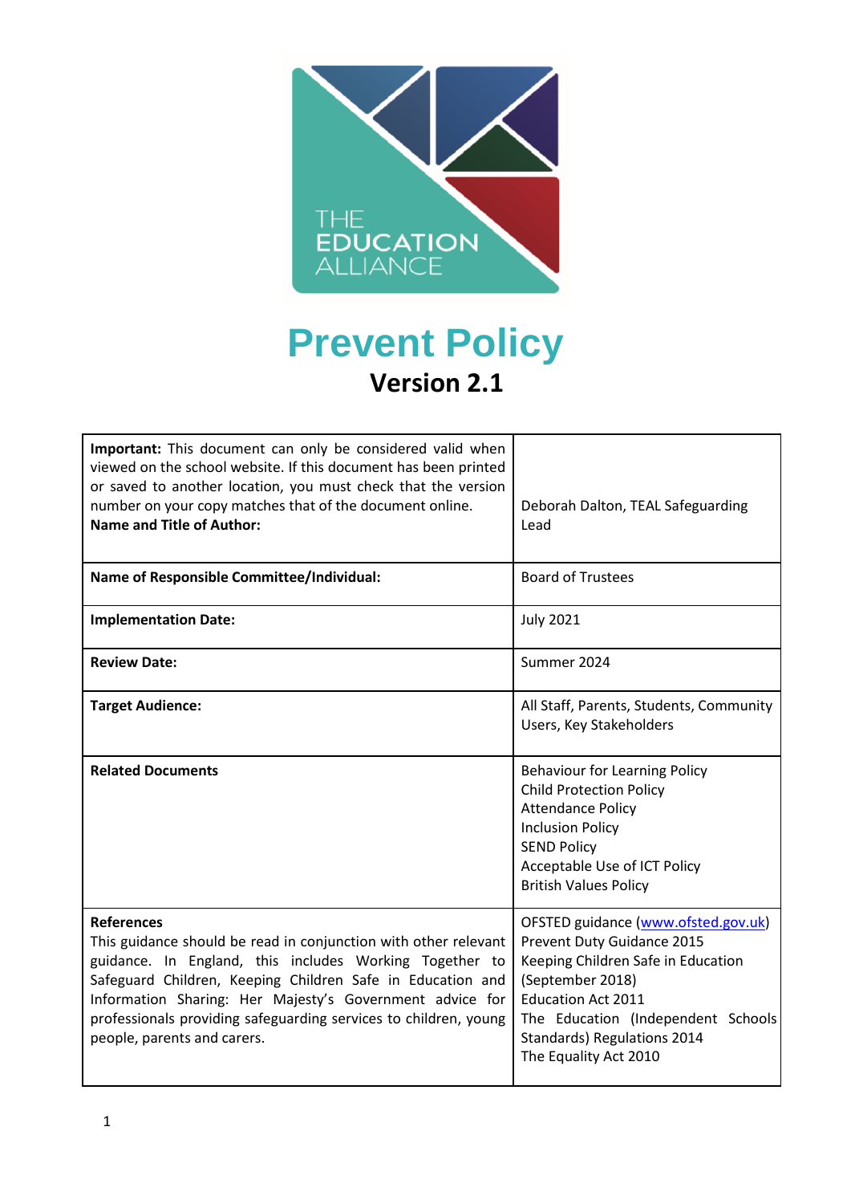# Prevent Policy

## Version 2.1

| **Important:** This document can only be considered valid when viewed on the school website. If this document has been printed or saved to another location, you must check that the version number on your copy matches that of the document online.<br>**Name and Title of Author:** | Deborah Dalton, TEAL Safeguarding Lead |
|---|---|
| **Name of Responsible Committee/Individual:** | Board of Trustees |
| **Implementation Date:** | July 2021 |
| **Review Date:** | Summer 2024 |
| **Target Audience:** | All Staff, Parents, Students, Community Users, Key Stakeholders |
| **Related Documents** | Behaviour for Learning Policy<br>Child Protection Policy<br>Attendance Policy<br>Inclusion Policy<br>SEND Policy<br>Acceptable Use of ICT Policy<br>British Values Policy |
| **References**<br>This guidance should be read in conjunction with other relevant guidance. In England, this includes Working Together to Safeguard Children, Keeping Children Safe in Education and Information Sharing: Her Majesty's Government advice for professionals providing safeguarding services to children, young people, parents and carers. | OFSTED guidance (www.ofsted.gov.uk)<br>Prevent Duty Guidance 2015<br>Keeping Children Safe in Education (September 2018)<br>Education Act 2011<br>The Education (Independent Schools Standards) Regulations 2014<br>The Equality Act 2010 |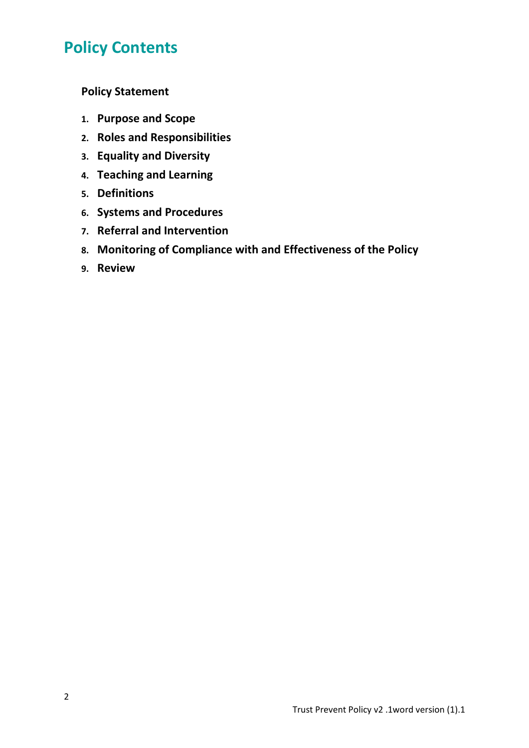# Policy Contents

**Policy Statement**

1. **Purpose and Scope**
2. **Roles and Responsibilities**
3. **Equality and Diversity**
4. **Teaching and Learning**
5. **Definitions**
6. **Systems and Procedures**
7. **Referral and Intervention**
8. **Monitoring of Compliance with and Effectiveness of the Policy**
9. **Review**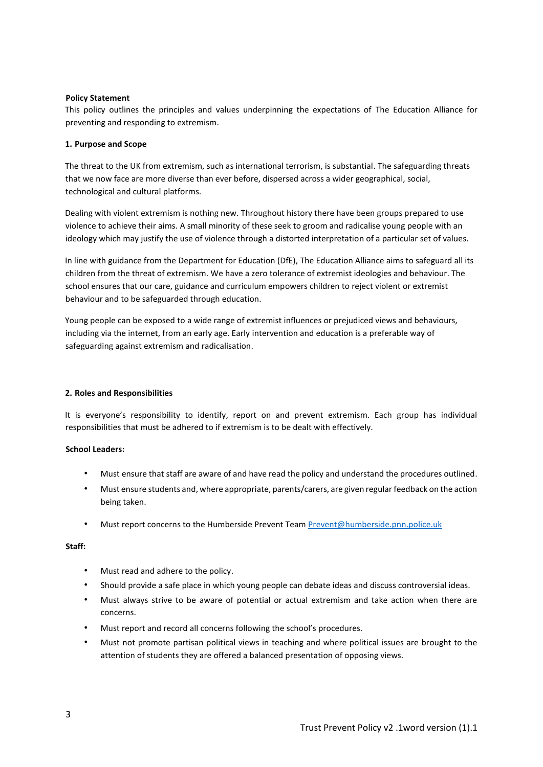**Policy Statement**

This policy outlines the principles and values underpinning the expectations of The Education Alliance for preventing and responding to extremism.

## 1. Purpose and Scope

The threat to the UK from extremism, such as international terrorism, is substantial. The safeguarding threats that we now face are more diverse than ever before, dispersed across a wider geographical, social, technological and cultural platforms.

Dealing with violent extremism is nothing new. Throughout history there have been groups prepared to use violence to achieve their aims. A small minority of these seek to groom and radicalise young people with an ideology which may justify the use of violence through a distorted interpretation of a particular set of values.

In line with guidance from the Department for Education (DfE), The Education Alliance aims to safeguard all its children from the threat of extremism. We have a zero tolerance of extremist ideologies and behaviour. The school ensures that our care, guidance and curriculum empowers children to reject violent or extremist behaviour and to be safeguarded through education.

Young people can be exposed to a wide range of extremist influences or prejudiced views and behaviours, including via the internet, from an early age. Early intervention and education is a preferable way of safeguarding against extremism and radicalisation.

## 2. Roles and Responsibilities

It is everyone's responsibility to identify, report on and prevent extremism. Each group has individual responsibilities that must be adhered to if extremism is to be dealt with effectively.

**School Leaders:**

- Must ensure that staff are aware of and have read the policy and understand the procedures outlined.
- Must ensure students and, where appropriate, parents/carers, are given regular feedback on the action being taken.
- Must report concerns to the Humberside Prevent Team Prevent@humberside.pnn.police.uk

**Staff:**

- Must read and adhere to the policy.
- Should provide a safe place in which young people can debate ideas and discuss controversial ideas.
- Must always strive to be aware of potential or actual extremism and take action when there are concerns.
- Must report and record all concerns following the school's procedures.
- Must not promote partisan political views in teaching and where political issues are brought to the attention of students they are offered a balanced presentation of opposing views.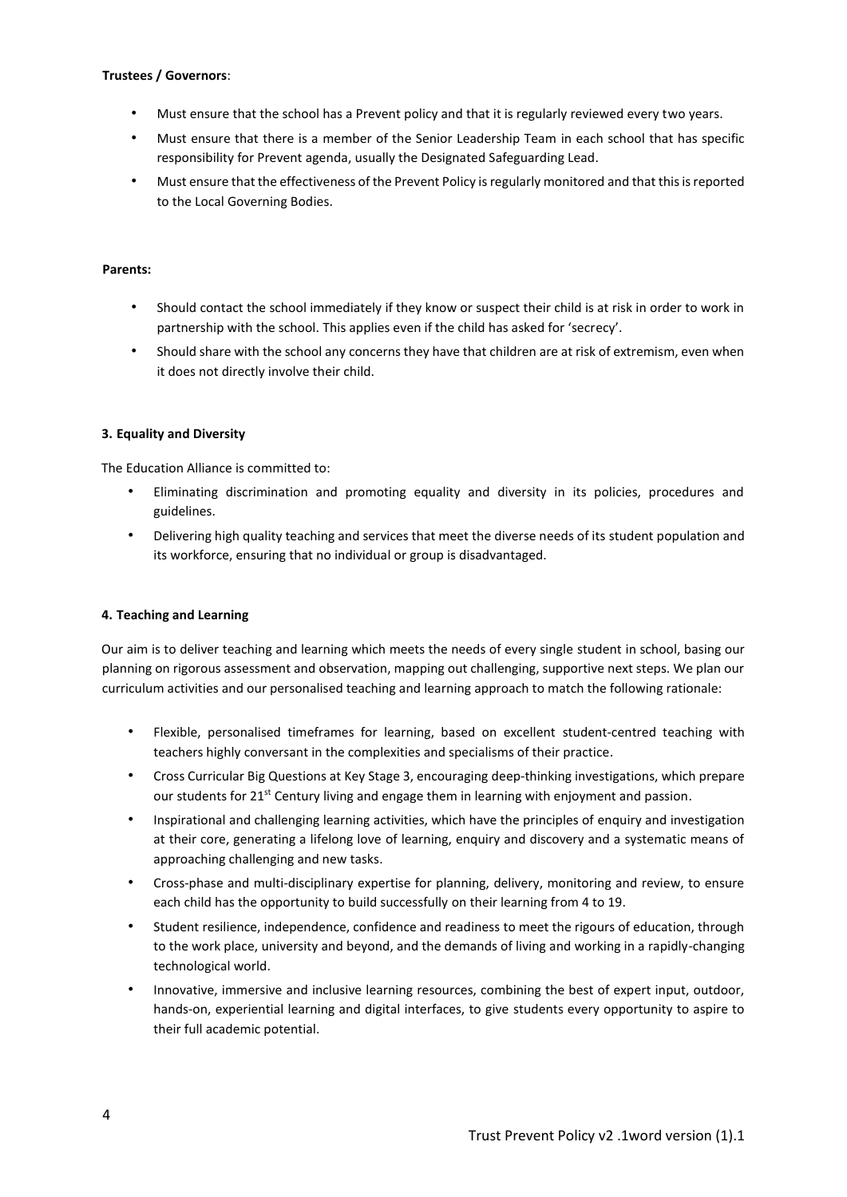**Trustees / Governors**:

- Must ensure that the school has a Prevent policy and that it is regularly reviewed every two years.
- Must ensure that there is a member of the Senior Leadership Team in each school that has specific responsibility for Prevent agenda, usually the Designated Safeguarding Lead.
- Must ensure that the effectiveness of the Prevent Policy is regularly monitored and that this is reported to the Local Governing Bodies.

**Parents:**

- Should contact the school immediately if they know or suspect their child is at risk in order to work in partnership with the school. This applies even if the child has asked for 'secrecy'.
- Should share with the school any concerns they have that children are at risk of extremism, even when it does not directly involve their child.

### 3. Equality and Diversity

The Education Alliance is committed to:

- Eliminating discrimination and promoting equality and diversity in its policies, procedures and guidelines.
- Delivering high quality teaching and services that meet the diverse needs of its student population and its workforce, ensuring that no individual or group is disadvantaged.

### 4. Teaching and Learning

Our aim is to deliver teaching and learning which meets the needs of every single student in school, basing our planning on rigorous assessment and observation, mapping out challenging, supportive next steps. We plan our curriculum activities and our personalised teaching and learning approach to match the following rationale:

- Flexible, personalised timeframes for learning, based on excellent student-centred teaching with teachers highly conversant in the complexities and specialisms of their practice.
- Cross Curricular Big Questions at Key Stage 3, encouraging deep-thinking investigations, which prepare our students for 21st Century living and engage them in learning with enjoyment and passion.
- Inspirational and challenging learning activities, which have the principles of enquiry and investigation at their core, generating a lifelong love of learning, enquiry and discovery and a systematic means of approaching challenging and new tasks.
- Cross-phase and multi-disciplinary expertise for planning, delivery, monitoring and review, to ensure each child has the opportunity to build successfully on their learning from 4 to 19.
- Student resilience, independence, confidence and readiness to meet the rigours of education, through to the work place, university and beyond, and the demands of living and working in a rapidly-changing technological world.
- Innovative, immersive and inclusive learning resources, combining the best of expert input, outdoor, hands-on, experiential learning and digital interfaces, to give students every opportunity to aspire to their full academic potential.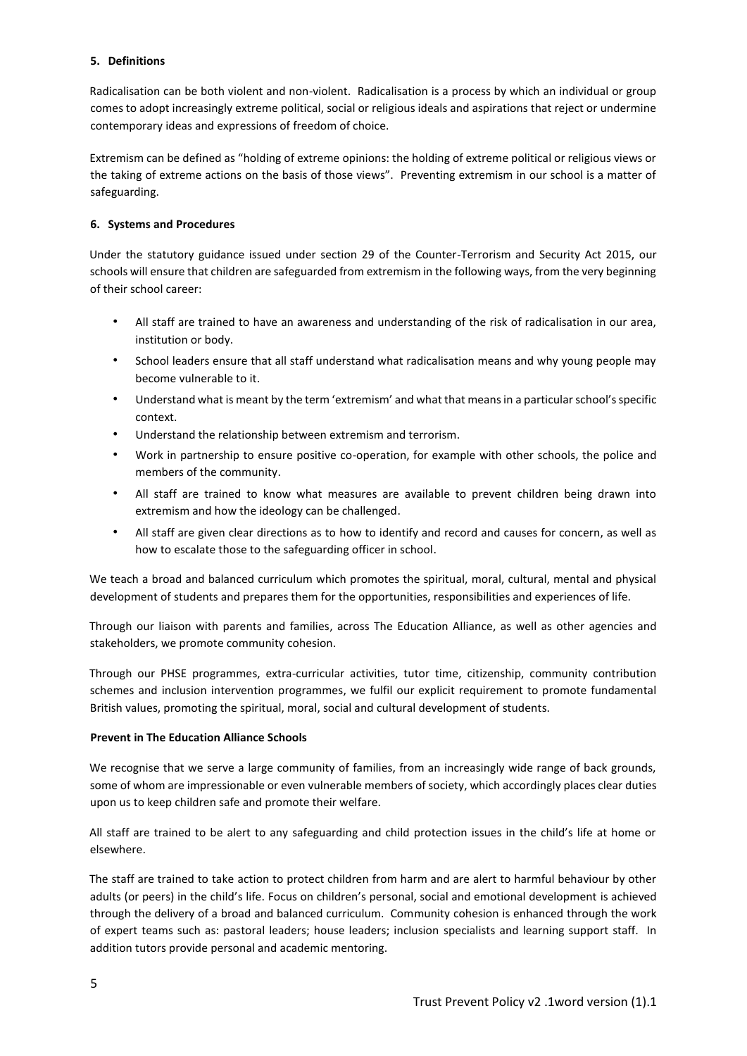### 5. Definitions

Radicalisation can be both violent and non-violent. Radicalisation is a process by which an individual or group comes to adopt increasingly extreme political, social or religious ideals and aspirations that reject or undermine contemporary ideas and expressions of freedom of choice.

Extremism can be defined as "holding of extreme opinions: the holding of extreme political or religious views or the taking of extreme actions on the basis of those views". Preventing extremism in our school is a matter of safeguarding.

### 6. Systems and Procedures

Under the statutory guidance issued under section 29 of the Counter-Terrorism and Security Act 2015, our schools will ensure that children are safeguarded from extremism in the following ways, from the very beginning of their school career:

- All staff are trained to have an awareness and understanding of the risk of radicalisation in our area, institution or body.
- School leaders ensure that all staff understand what radicalisation means and why young people may become vulnerable to it.
- Understand what is meant by the term 'extremism' and what that means in a particular school's specific context.
- Understand the relationship between extremism and terrorism.
- Work in partnership to ensure positive co-operation, for example with other schools, the police and members of the community.
- All staff are trained to know what measures are available to prevent children being drawn into extremism and how the ideology can be challenged.
- All staff are given clear directions as to how to identify and record and causes for concern, as well as how to escalate those to the safeguarding officer in school.

We teach a broad and balanced curriculum which promotes the spiritual, moral, cultural, mental and physical development of students and prepares them for the opportunities, responsibilities and experiences of life.

Through our liaison with parents and families, across The Education Alliance, as well as other agencies and stakeholders, we promote community cohesion.

Through our PHSE programmes, extra-curricular activities, tutor time, citizenship, community contribution schemes and inclusion intervention programmes, we fulfil our explicit requirement to promote fundamental British values, promoting the spiritual, moral, social and cultural development of students.

**Prevent in The Education Alliance Schools**

We recognise that we serve a large community of families, from an increasingly wide range of back grounds, some of whom are impressionable or even vulnerable members of society, which accordingly places clear duties upon us to keep children safe and promote their welfare.

All staff are trained to be alert to any safeguarding and child protection issues in the child's life at home or elsewhere.

The staff are trained to take action to protect children from harm and are alert to harmful behaviour by other adults (or peers) in the child's life. Focus on children's personal, social and emotional development is achieved through the delivery of a broad and balanced curriculum. Community cohesion is enhanced through the work of expert teams such as: pastoral leaders; house leaders; inclusion specialists and learning support staff. In addition tutors provide personal and academic mentoring.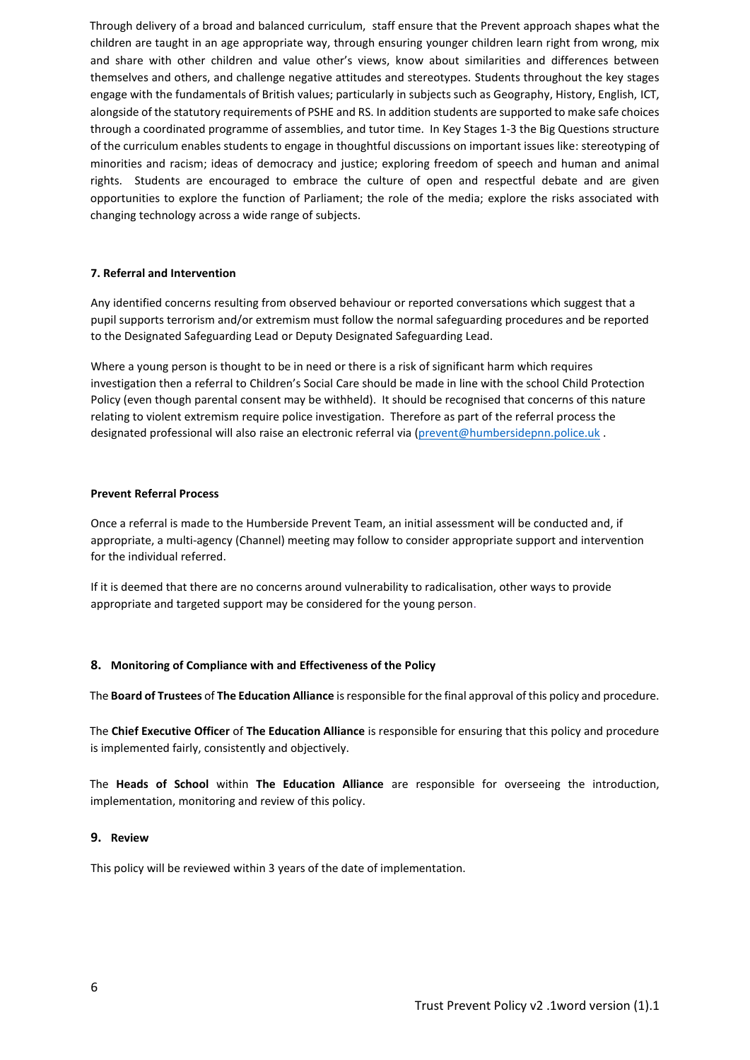Through delivery of a broad and balanced curriculum, staff ensure that the Prevent approach shapes what the children are taught in an age appropriate way, through ensuring younger children learn right from wrong, mix and share with other children and value other's views, know about similarities and differences between themselves and others, and challenge negative attitudes and stereotypes. Students throughout the key stages engage with the fundamentals of British values; particularly in subjects such as Geography, History, English, ICT, alongside of the statutory requirements of PSHE and RS. In addition students are supported to make safe choices through a coordinated programme of assemblies, and tutor time. In Key Stages 1-3 the Big Questions structure of the curriculum enables students to engage in thoughtful discussions on important issues like: stereotyping of minorities and racism; ideas of democracy and justice; exploring freedom of speech and human and animal rights. Students are encouraged to embrace the culture of open and respectful debate and are given opportunities to explore the function of Parliament; the role of the media; explore the risks associated with changing technology across a wide range of subjects.

#### 7. Referral and Intervention

Any identified concerns resulting from observed behaviour or reported conversations which suggest that a pupil supports terrorism and/or extremism must follow the normal safeguarding procedures and be reported to the Designated Safeguarding Lead or Deputy Designated Safeguarding Lead.

Where a young person is thought to be in need or there is a risk of significant harm which requires investigation then a referral to Children's Social Care should be made in line with the school Child Protection Policy (even though parental consent may be withheld). It should be recognised that concerns of this nature relating to violent extremism require police investigation. Therefore as part of the referral process the designated professional will also raise an electronic referral via (prevent@humbersidepnn.police.uk .

#### Prevent Referral Process

Once a referral is made to the Humberside Prevent Team, an initial assessment will be conducted and, if appropriate, a multi-agency (Channel) meeting may follow to consider appropriate support and intervention for the individual referred.

If it is deemed that there are no concerns around vulnerability to radicalisation, other ways to provide appropriate and targeted support may be considered for the young person.

#### 8. Monitoring of Compliance with and Effectiveness of the Policy

The **Board of Trustees** of **The Education Alliance** is responsible for the final approval of this policy and procedure.

The **Chief Executive Officer** of **The Education Alliance** is responsible for ensuring that this policy and procedure is implemented fairly, consistently and objectively.

The **Heads of School** within **The Education Alliance** are responsible for overseeing the introduction, implementation, monitoring and review of this policy.

#### 9. Review

This policy will be reviewed within 3 years of the date of implementation.